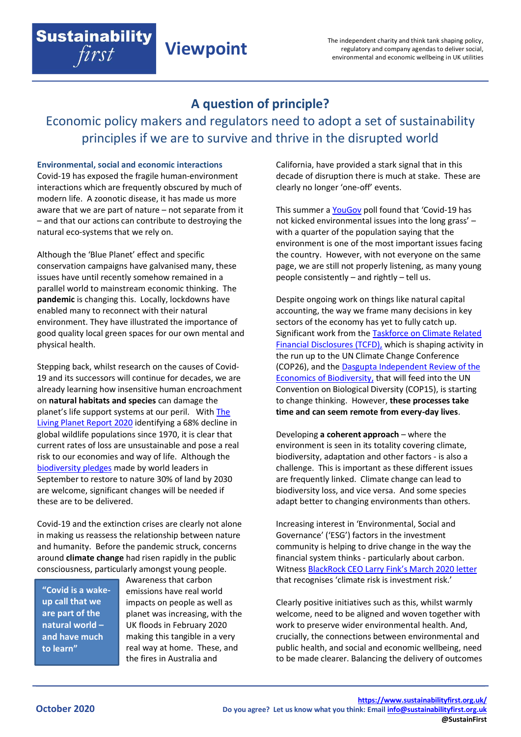# A question of principle?

## Economic policy makers and regulators need to adopt a set of sustainability principles if we are to survive and thrive in the disrupted world

### Environmental, social and economic interactions

Covid-19 has exposed the fragile human-environment interactions which are frequently obscured by much of modern life. A zoonotic disease, it has made us more aware that we are part of nature – not separate from it – and that our actions can contribute to destroying the natural eco-systems that we rely on.

Although the 'Blue Planet' effect and specific conservation campaigns have galvanised many, these issues have until recently somehow remained in a parallel world to mainstream economic thinking. The **pandemic** is changing this. Locally, lockdowns have enabled many to reconnect with their natural environment. They have illustrated the importance of good quality local green spaces for our own mental and physical health.

Stepping back, whilst research on the causes of Covid-19 and its successors will continue for decades, we are already learning how insensitive human encroachment on **natural habitats and species** can damage the planet's life support systems at our peril. With The Living Planet Report 2020 identifying a 68% decline in global wildlife populations since 1970, it is clear that current rates of loss are unsustainable and pose a real risk to our economies and way of life. Although the biodiversity pledges made by world leaders in September to restore to nature 30% of land by 2030 are welcome, significant changes will be needed if these are to be delivered.

Covid-19 and the extinction crises are clearly not alone in making us reassess the relationship between nature and humanity. Before the pandemic struck, concerns around **climate change** had risen rapidly in the public consciousness, particularly amongst young people.

> **"Covid is a wake-up call that we are part of the natural world – and have much to learn"**

Awareness that carbon emissions have real world impacts on people as well as planet was increasing, with the UK floods in February 2020 making this tangible in a very real way at home. These, and the fires in Australia and California, have provided a stark signal that in this decade of disruption there is much at stake. These are clearly no longer 'one-off' events.

This summer a YouGov poll found that 'Covid-19 has not kicked environmental issues into the long grass' – with a quarter of the population saying that the environment is one of the most important issues facing the country. However, with not everyone on the same page, we are still not properly listening, as many young people consistently – and rightly – tell us.

Despite ongoing work on things like natural capital accounting, the way we frame many decisions in key sectors of the economy has yet to fully catch up. Significant work from the Taskforce on Climate Related Financial Disclosures (TCFD), which is shaping activity in the run up to the UN Climate Change Conference (COP26), and the Dasgupta Independent Review of the Economics of Biodiversity, that will feed into the UN Convention on Biological Diversity (COP15), is starting to change thinking. However, **these processes take time and can seem remote from every-day lives**.

Developing **a coherent approach** – where the environment is seen in its totality covering climate, biodiversity, adaptation and other factors - is also a challenge. This is important as these different issues are frequently linked. Climate change can lead to biodiversity loss, and vice versa. And some species adapt better to changing environments than others.

Increasing interest in 'Environmental, Social and Governance' ('ESG') factors in the investment community is helping to drive change in the way the financial system thinks - particularly about carbon. Witness BlackRock CEO Larry Fink's March 2020 letter that recognises 'climate risk is investment risk.'

Clearly positive initiatives such as this, whilst warmly welcome, need to be aligned and woven together with work to preserve wider environmental health. And, crucially, the connections between environmental and public health, and social and economic wellbeing, need to be made clearer. Balancing the delivery of outcomes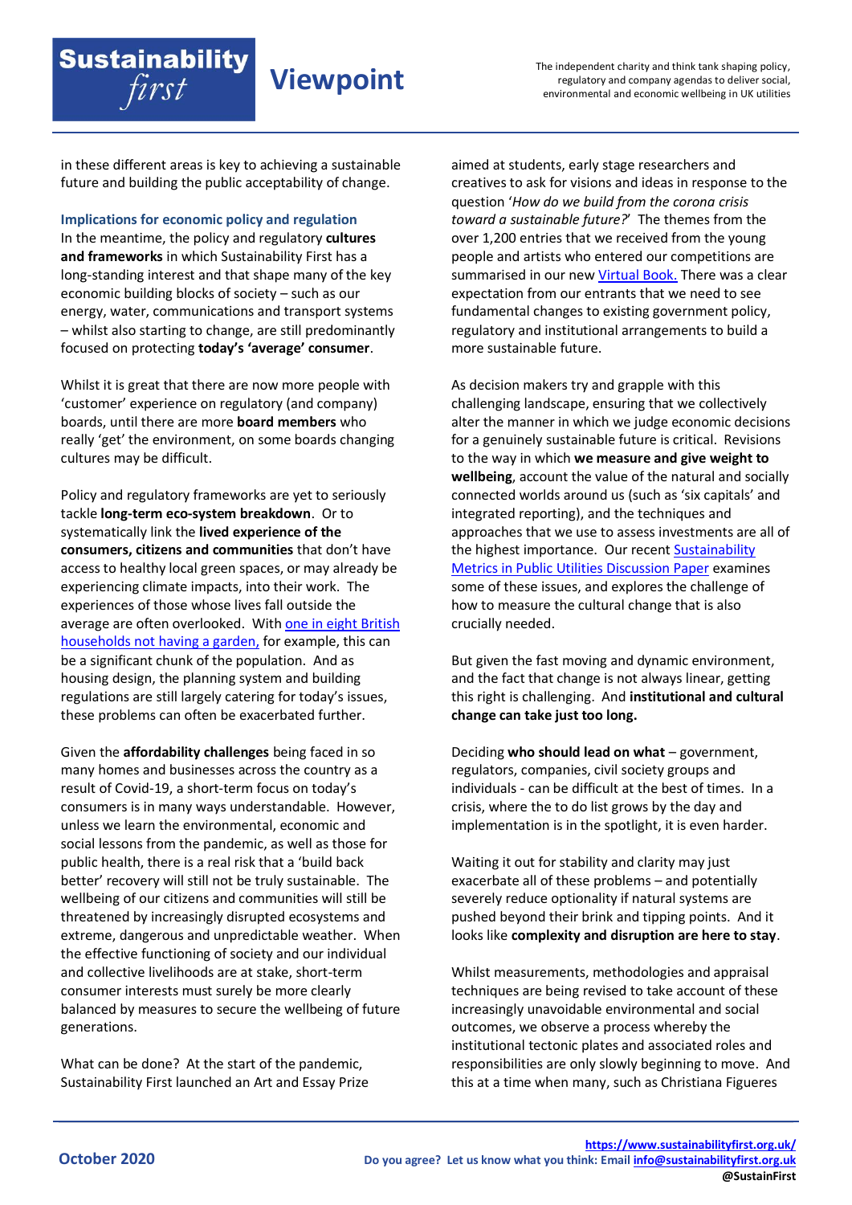in these different areas is key to achieving a sustainable future and building the public acceptability of change.

### Implications for economic policy and regulation

In the meantime, the policy and regulatory **cultures and frameworks** in which Sustainability First has a long-standing interest and that shape many of the key economic building blocks of society – such as our energy, water, communications and transport systems – whilst also starting to change, are still predominantly focused on protecting **today's 'average' consumer**.

Whilst it is great that there are now more people with 'customer' experience on regulatory (and company) boards, until there are more **board members** who really 'get' the environment, on some boards changing cultures may be difficult.

Policy and regulatory frameworks are yet to seriously tackle **long-term eco-system breakdown**. Or to systematically link the **lived experience of the consumers, citizens and communities** that don't have access to healthy local green spaces, or may already be experiencing climate impacts, into their work. The experiences of those whose lives fall outside the average are often overlooked. With [one in eight British households not having a garden](), for example, this can be a significant chunk of the population. And as housing design, the planning system and building regulations are still largely catering for today's issues, these problems can often be exacerbated further.

Given the **affordability challenges** being faced in so many homes and businesses across the country as a result of Covid-19, a short-term focus on today's consumers is in many ways understandable. However, unless we learn the environmental, economic and social lessons from the pandemic, as well as those for public health, there is a real risk that a 'build back better' recovery will still not be truly sustainable. The wellbeing of our citizens and communities will still be threatened by increasingly disrupted ecosystems and extreme, dangerous and unpredictable weather. When the effective functioning of society and our individual and collective livelihoods are at stake, short-term consumer interests must surely be more clearly balanced by measures to secure the wellbeing of future generations.

What can be done? At the start of the pandemic, Sustainability First launched an Art and Essay Prize aimed at students, early stage researchers and creatives to ask for visions and ideas in response to the question '*How do we build from the corona crisis toward a sustainable future?*' The themes from the over 1,200 entries that we received from the young people and artists who entered our competitions are summarised in our new [Virtual Book.]() There was a clear expectation from our entrants that we need to see fundamental changes to existing government policy, regulatory and institutional arrangements to build a more sustainable future.

As decision makers try and grapple with this challenging landscape, ensuring that we collectively alter the manner in which we judge economic decisions for a genuinely sustainable future is critical. Revisions to the way in which **we measure and give weight to wellbeing**, account the value of the natural and socially connected worlds around us (such as 'six capitals' and integrated reporting), and the techniques and approaches that we use to assess investments are all of the highest importance. Our recent [Sustainability Metrics in Public Utilities Discussion Paper]() examines some of these issues, and explores the challenge of how to measure the cultural change that is also crucially needed.

But given the fast moving and dynamic environment, and the fact that change is not always linear, getting this right is challenging. And **institutional and cultural change can take just too long.**

Deciding **who should lead on what** – government, regulators, companies, civil society groups and individuals - can be difficult at the best of times. In a crisis, where the to do list grows by the day and implementation is in the spotlight, it is even harder.

Waiting it out for stability and clarity may just exacerbate all of these problems – and potentially severely reduce optionality if natural systems are pushed beyond their brink and tipping points. And it looks like **complexity and disruption are here to stay**.

Whilst measurements, methodologies and appraisal techniques are being revised to take account of these increasingly unavoidable environmental and social outcomes, we observe a process whereby the institutional tectonic plates and associated roles and responsibilities are only slowly beginning to move. And this at a time when many, such as Christiana Figueres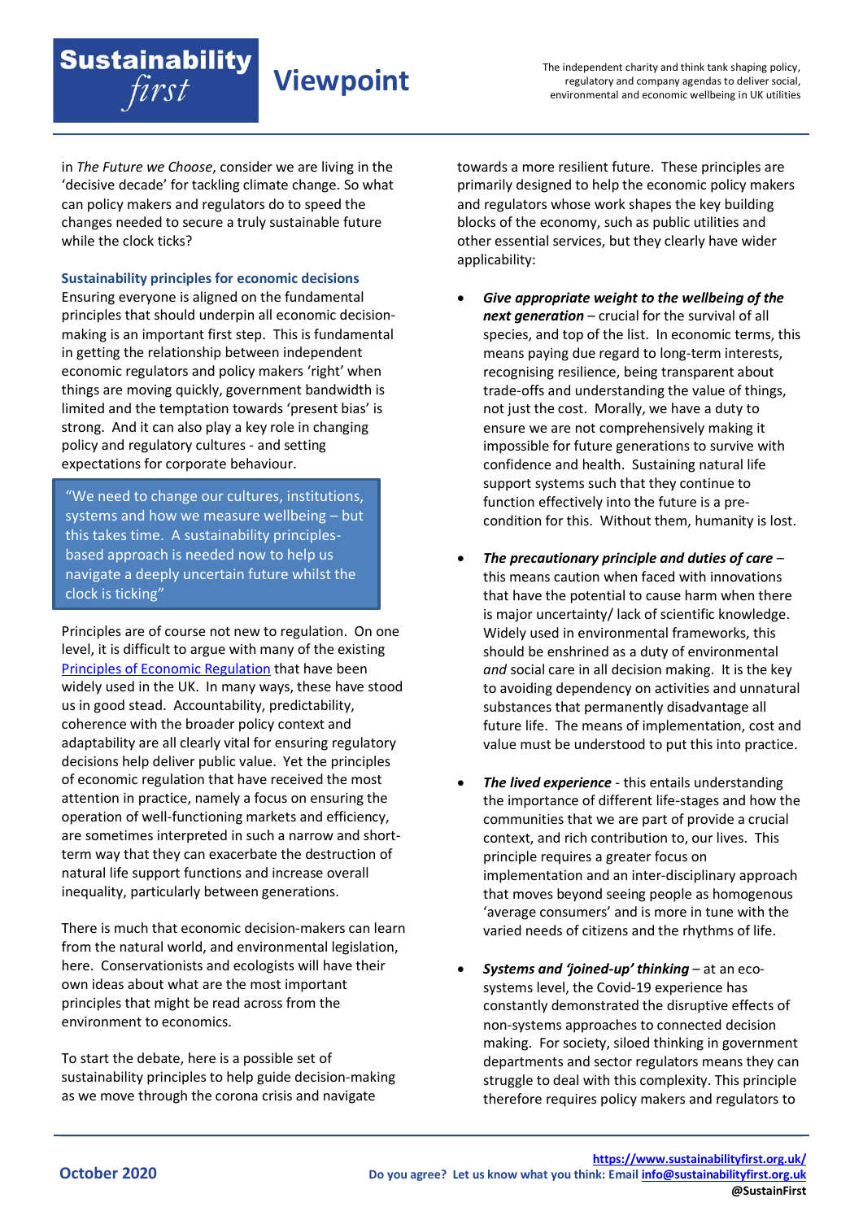in *The Future we Choose*, consider we are living in the 'decisive decade' for tackling climate change. So what can policy makers and regulators do to speed the changes needed to secure a truly sustainable future while the clock ticks?

### Sustainability principles for economic decisions

Ensuring everyone is aligned on the fundamental principles that should underpin all economic decision-making is an important first step. This is fundamental in getting the relationship between independent economic regulators and policy makers 'right' when things are moving quickly, government bandwidth is limited and the temptation towards 'present bias' is strong. And it can also play a key role in changing policy and regulatory cultures - and setting expectations for corporate behaviour.

> "We need to change our cultures, institutions, systems and how we measure wellbeing – but this takes time. A sustainability principles-based approach is needed now to help us navigate a deeply uncertain future whilst the clock is ticking"

Principles are of course not new to regulation. On one level, it is difficult to argue with many of the existing Principles of Economic Regulation that have been widely used in the UK. In many ways, these have stood us in good stead. Accountability, predictability, coherence with the broader policy context and adaptability are all clearly vital for ensuring regulatory decisions help deliver public value. Yet the principles of economic regulation that have received the most attention in practice, namely a focus on ensuring the operation of well-functioning markets and efficiency, are sometimes interpreted in such a narrow and short-term way that they can exacerbate the destruction of natural life support functions and increase overall inequality, particularly between generations.

There is much that economic decision-makers can learn from the natural world, and environmental legislation, here. Conservationists and ecologists will have their own ideas about what are the most important principles that might be read across from the environment to economics.

To start the debate, here is a possible set of sustainability principles to help guide decision-making as we move through the corona crisis and navigate towards a more resilient future. These principles are primarily designed to help the economic policy makers and regulators whose work shapes the key building blocks of the economy, such as public utilities and other essential services, but they clearly have wider applicability:

- ***Give appropriate weight to the wellbeing of the next generation*** – crucial for the survival of all species, and top of the list. In economic terms, this means paying due regard to long-term interests, recognising resilience, being transparent about trade-offs and understanding the value of things, not just the cost. Morally, we have a duty to ensure we are not comprehensively making it impossible for future generations to survive with confidence and health. Sustaining natural life support systems such that they continue to function effectively into the future is a pre-condition for this. Without them, humanity is lost.

- ***The precautionary principle and duties of care*** – this means caution when faced with innovations that have the potential to cause harm when there is major uncertainty/ lack of scientific knowledge. Widely used in environmental frameworks, this should be enshrined as a duty of environmental *and* social care in all decision making. It is the key to avoiding dependency on activities and unnatural substances that permanently disadvantage all future life. The means of implementation, cost and value must be understood to put this into practice.

- ***The lived experience*** - this entails understanding the importance of different life-stages and how the communities that we are part of provide a crucial context, and rich contribution to, our lives. This principle requires a greater focus on implementation and an inter-disciplinary approach that moves beyond seeing people as homogenous 'average consumers' and is more in tune with the varied needs of citizens and the rhythms of life.

- ***Systems and 'joined-up' thinking*** – at an eco-systems level, the Covid-19 experience has constantly demonstrated the disruptive effects of non-systems approaches to connected decision making. For society, siloed thinking in government departments and sector regulators means they can struggle to deal with this complexity. This principle therefore requires policy makers and regulators to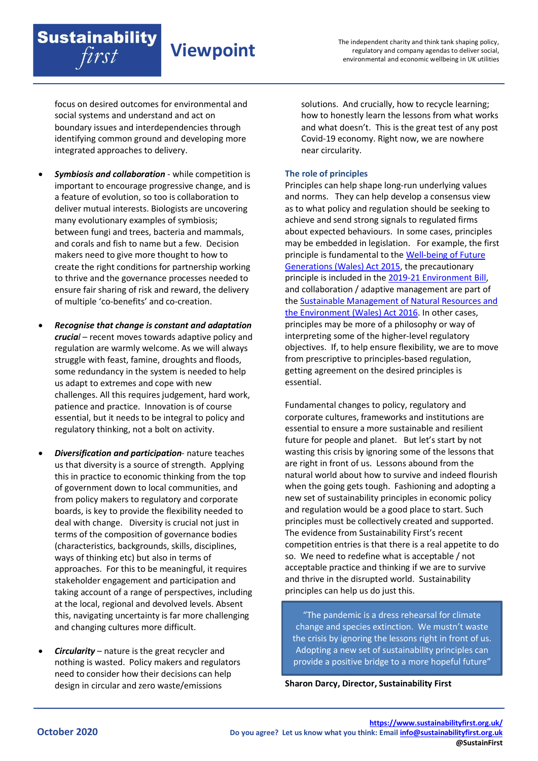focus on desired outcomes for environmental and social systems and understand and act on boundary issues and interdependencies through identifying common ground and developing more integrated approaches to delivery.

- ***Symbiosis and collaboration*** - while competition is important to encourage progressive change, and is a feature of evolution, so too is collaboration to deliver mutual interests. Biologists are uncovering many evolutionary examples of symbiosis; between fungi and trees, bacteria and mammals, and corals and fish to name but a few. Decision makers need to give more thought to how to create the right conditions for partnership working to thrive and the governance processes needed to ensure fair sharing of risk and reward, the delivery of multiple 'co-benefits' and co-creation.

- ***Recognise that change is constant and adaptation crucial*** – recent moves towards adaptive policy and regulation are warmly welcome. As we will always struggle with feast, famine, droughts and floods, some redundancy in the system is needed to help us adapt to extremes and cope with new challenges. All this requires judgement, hard work, patience and practice. Innovation is of course essential, but it needs to be integral to policy and regulatory thinking, not a bolt on activity.

- ***Diversification and participation***- nature teaches us that diversity is a source of strength. Applying this in practice to economic thinking from the top of government down to local communities, and from policy makers to regulatory and corporate boards, is key to provide the flexibility needed to deal with change. Diversity is crucial not just in terms of the composition of governance bodies (characteristics, backgrounds, skills, disciplines, ways of thinking etc) but also in terms of approaches. For this to be meaningful, it requires stakeholder engagement and participation and taking account of a range of perspectives, including at the local, regional and devolved levels. Absent this, navigating uncertainty is far more challenging and changing cultures more difficult.

- ***Circularity*** – nature is the great recycler and nothing is wasted. Policy makers and regulators need to consider how their decisions can help design in circular and zero waste/emissions solutions. And crucially, how to recycle learning; how to honestly learn the lessons from what works and what doesn't. This is the great test of any post Covid-19 economy. Right now, we are nowhere near circularity.

### The role of principles

Principles can help shape long-run underlying values and norms. They can help develop a consensus view as to what policy and regulation should be seeking to achieve and send strong signals to regulated firms about expected behaviours. In some cases, principles may be embedded in legislation. For example, the first principle is fundamental to the Well-being of Future Generations (Wales) Act 2015, the precautionary principle is included in the 2019-21 Environment Bill, and collaboration / adaptive management are part of the Sustainable Management of Natural Resources and the Environment (Wales) Act 2016. In other cases, principles may be more of a philosophy or way of interpreting some of the higher-level regulatory objectives. If, to help ensure flexibility, we are to move from prescriptive to principles-based regulation, getting agreement on the desired principles is essential.

Fundamental changes to policy, regulatory and corporate cultures, frameworks and institutions are essential to ensure a more sustainable and resilient future for people and planet. But let's start by not wasting this crisis by ignoring some of the lessons that are right in front of us. Lessons abound from the natural world about how to survive and indeed flourish when the going gets tough. Fashioning and adopting a new set of sustainability principles in economic policy and regulation would be a good place to start. Such principles must be collectively created and supported. The evidence from Sustainability First's recent competition entries is that there is a real appetite to do so. We need to redefine what is acceptable / not acceptable practice and thinking if we are to survive and thrive in the disrupted world. Sustainability principles can help us do just this.

> "The pandemic is a dress rehearsal for climate change and species extinction. We mustn't waste the crisis by ignoring the lessons right in front of us. Adopting a new set of sustainability principles can provide a positive bridge to a more hopeful future"

**Sharon Darcy, Director, Sustainability First**

October 2020

https://www.sustainabilityfirst.org.uk/
Do you agree? Let us know what you think: Email info@sustainabilityfirst.org.uk
@SustainFirst